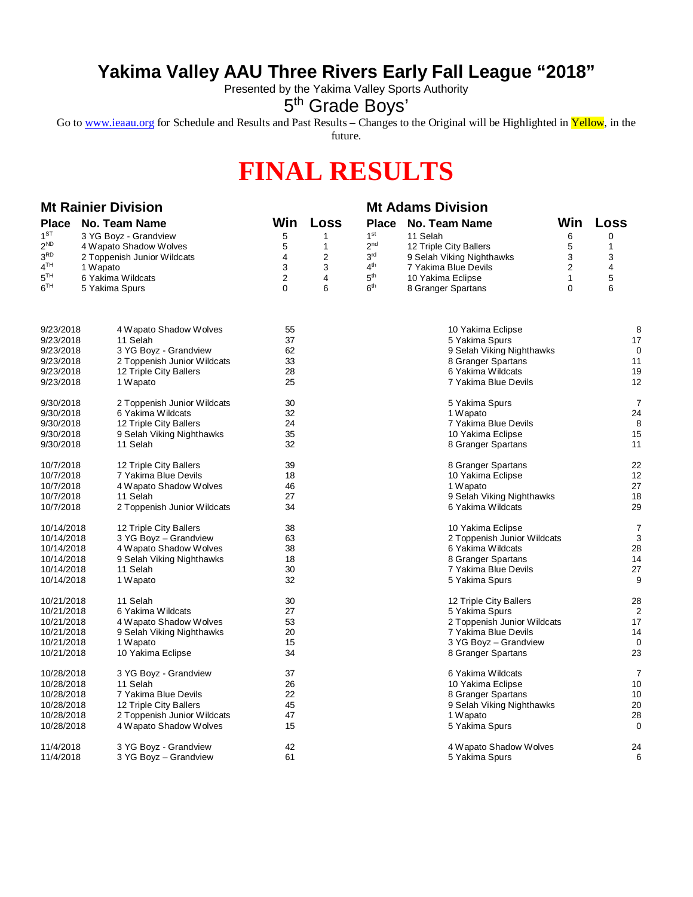# Yakima Valley AAU Three Rivers Early Fall League "2018"

Presented by the Yakima Valley Sports Authority

## 5th Grade Boys'

Go to www.ieaau.org for Schedule and Results and Past Results – Changes to the Original will be Highlighted in Yellow, in the future.

# FINAL RESULTS

### Mt Rainier Division

| Place | No. Team Name | Win | Loss |
|---|---|---|---|
| 1ST | 3 YG Boyz - Grandview | 5 | 1 |
| 2ND | 4 Wapato Shadow Wolves | 5 | 1 |
| 3RD | 2 Toppenish Junior Wildcats | 4 | 2 |
| 4TH | 1 Wapato | 3 | 3 |
| 5TH | 6 Yakima Wildcats | 2 | 4 |
| 6TH | 5 Yakima Spurs | 0 | 6 |

### Mt Adams Division

| Place | No. Team Name | Win | Loss |
|---|---|---|---|
| 1st | 11 Selah | 6 | 0 |
| 2nd | 12 Triple City Ballers | 5 | 1 |
| 3rd | 9 Selah Viking Nighthawks | 3 | 3 |
| 4th | 7 Yakima Blue Devils | 2 | 4 |
| 5th | 10 Yakima Eclipse | 1 | 5 |
| 6th | 8 Granger Spartans | 0 | 6 |

| Date | Team | Score | Team | Score |
|---|---|---|---|---|
| 9/23/2018 | 4 Wapato Shadow Wolves | 55 | 10 Yakima Eclipse | 8 |
| 9/23/2018 | 11 Selah | 37 | 5 Yakima Spurs | 17 |
| 9/23/2018 | 3 YG Boyz - Grandview | 62 | 9 Selah Viking Nighthawks | 0 |
| 9/23/2018 | 2 Toppenish Junior Wildcats | 33 | 8 Granger Spartans | 11 |
| 9/23/2018 | 12 Triple City Ballers | 28 | 6 Yakima Wildcats | 19 |
| 9/23/2018 | 1 Wapato | 25 | 7 Yakima Blue Devils | 12 |
| 9/30/2018 | 2 Toppenish Junior Wildcats | 30 | 5 Yakima Spurs | 7 |
| 9/30/2018 | 6 Yakima Wildcats | 32 | 1 Wapato | 24 |
| 9/30/2018 | 12 Triple City Ballers | 24 | 7 Yakima Blue Devils | 8 |
| 9/30/2018 | 9 Selah Viking Nighthawks | 35 | 10 Yakima Eclipse | 15 |
| 9/30/2018 | 11 Selah | 32 | 8 Granger Spartans | 11 |
| 10/7/2018 | 12 Triple City Ballers | 39 | 8 Granger Spartans | 22 |
| 10/7/2018 | 7 Yakima Blue Devils | 18 | 10 Yakima Eclipse | 12 |
| 10/7/2018 | 4 Wapato Shadow Wolves | 46 | 1 Wapato | 27 |
| 10/7/2018 | 11 Selah | 27 | 9 Selah Viking Nighthawks | 18 |
| 10/7/2018 | 2 Toppenish Junior Wildcats | 34 | 6 Yakima Wildcats | 29 |
| 10/14/2018 | 12 Triple City Ballers | 38 | 10 Yakima Eclipse | 7 |
| 10/14/2018 | 3 YG Boyz – Grandview | 63 | 2 Toppenish Junior Wildcats | 3 |
| 10/14/2018 | 4 Wapato Shadow Wolves | 38 | 6 Yakima Wildcats | 28 |
| 10/14/2018 | 9 Selah Viking Nighthawks | 18 | 8 Granger Spartans | 14 |
| 10/14/2018 | 11 Selah | 30 | 7 Yakima Blue Devils | 27 |
| 10/14/2018 | 1 Wapato | 32 | 5 Yakima Spurs | 9 |
| 10/21/2018 | 11 Selah | 30 | 12 Triple City Ballers | 28 |
| 10/21/2018 | 6 Yakima Wildcats | 27 | 5 Yakima Spurs | 2 |
| 10/21/2018 | 4 Wapato Shadow Wolves | 53 | 2 Toppenish Junior Wildcats | 17 |
| 10/21/2018 | 9 Selah Viking Nighthawks | 20 | 7 Yakima Blue Devils | 14 |
| 10/21/2018 | 1 Wapato | 15 | 3 YG Boyz – Grandview | 0 |
| 10/21/2018 | 10 Yakima Eclipse | 34 | 8 Granger Spartans | 23 |
| 10/28/2018 | 3 YG Boyz - Grandview | 37 | 6 Yakima Wildcats | 7 |
| 10/28/2018 | 11 Selah | 26 | 10 Yakima Eclipse | 10 |
| 10/28/2018 | 7 Yakima Blue Devils | 22 | 8 Granger Spartans | 10 |
| 10/28/2018 | 12 Triple City Ballers | 45 | 9 Selah Viking Nighthawks | 20 |
| 10/28/2018 | 2 Toppenish Junior Wildcats | 47 | 1 Wapato | 28 |
| 10/28/2018 | 4 Wapato Shadow Wolves | 15 | 5 Yakima Spurs | 0 |
| 11/4/2018 | 3 YG Boyz - Grandview | 42 | 4 Wapato Shadow Wolves | 24 |
| 11/4/2018 | 3 YG Boyz – Grandview | 61 | 5 Yakima Spurs | 6 |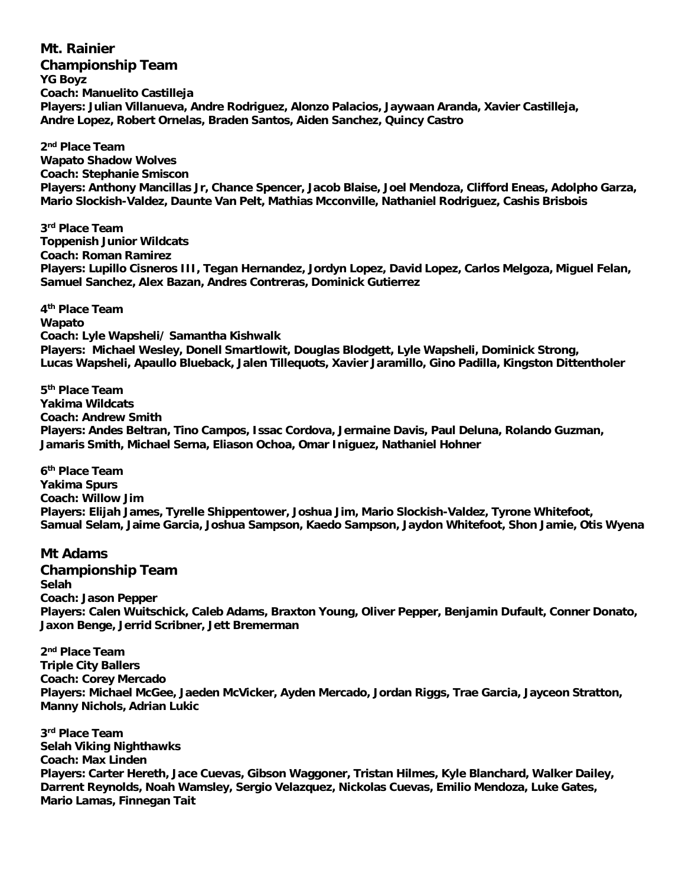## Mt. Rainier

### Championship Team

**YG Boyz**
**Coach: Manuelito Castilleja**
**Players: Julian Villanueva, Andre Rodriguez, Alonzo Palacios, Jaywaan Aranda, Xavier Castilleja, Andre Lopez, Robert Ornelas, Braden Santos, Aiden Sanchez, Quincy Castro**

### 2nd Place Team

**Wapato Shadow Wolves**
**Coach: Stephanie Smiscon**
**Players: Anthony Mancillas Jr, Chance Spencer, Jacob Blaise, Joel Mendoza, Clifford Eneas, Adolpho Garza, Mario Slockish-Valdez, Daunte Van Pelt, Mathias Mcconville, Nathaniel Rodriguez, Cashis Brisbois**

### 3rd Place Team

**Toppenish Junior Wildcats**
**Coach: Roman Ramirez**
**Players: Lupillo Cisneros III, Tegan Hernandez, Jordyn Lopez, David Lopez, Carlos Melgoza, Miguel Felan, Samuel Sanchez, Alex Bazan, Andres Contreras, Dominick Gutierrez**

### 4th Place Team

**Wapato**
**Coach: Lyle Wapsheli/ Samantha Kishwalk**
**Players: Michael Wesley, Donell Smartlowit, Douglas Blodgett, Lyle Wapsheli, Dominick Strong, Lucas Wapsheli, Apaullo Blueback, Jalen Tillequots, Xavier Jaramillo, Gino Padilla, Kingston Dittentholer**

### 5th Place Team

**Yakima Wildcats**
**Coach: Andrew Smith**
**Players: Andes Beltran, Tino Campos, Issac Cordova, Jermaine Davis, Paul Deluna, Rolando Guzman, Jamaris Smith, Michael Serna, Eliason Ochoa, Omar Iniguez, Nathaniel Hohner**

### 6th Place Team

**Yakima Spurs**
**Coach: Willow Jim**
**Players: Elijah James, Tyrelle Shippentower, Joshua Jim, Mario Slockish-Valdez, Tyrone Whitefoot, Samual Selam, Jaime Garcia, Joshua Sampson, Kaedo Sampson, Jaydon Whitefoot, Shon Jamie, Otis Wyena**

## Mt Adams

### Championship Team

**Selah**
**Coach: Jason Pepper**
**Players: Calen Wuitschick, Caleb Adams, Braxton Young, Oliver Pepper, Benjamin Dufault, Conner Donato, Jaxon Benge, Jerrid Scribner, Jett Bremerman**

### 2nd Place Team

**Triple City Ballers**
**Coach: Corey Mercado**
**Players: Michael McGee, Jaeden McVicker, Ayden Mercado, Jordan Riggs, Trae Garcia, Jayceon Stratton, Manny Nichols, Adrian Lukic**

### 3rd Place Team

**Selah Viking Nighthawks**
**Coach: Max Linden**
**Players: Carter Hereth, Jace Cuevas, Gibson Waggoner, Tristan Hilmes, Kyle Blanchard, Walker Dailey, Darrent Reynolds, Noah Wamsley, Sergio Velazquez, Nickolas Cuevas, Emilio Mendoza, Luke Gates, Mario Lamas, Finnegan Tait**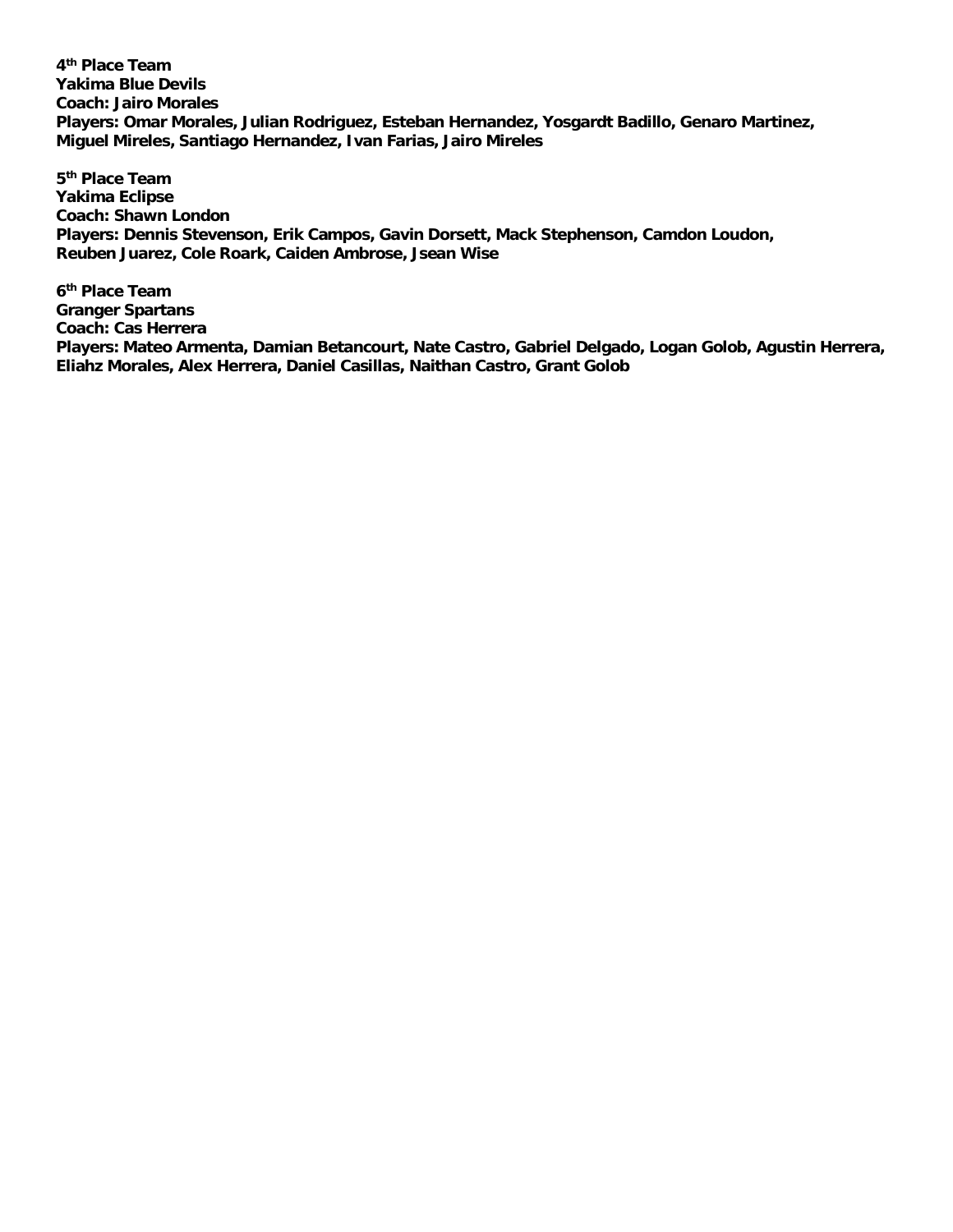**4th Place Team**
**Yakima Blue Devils**
**Coach: Jairo Morales**
**Players: Omar Morales, Julian Rodriguez, Esteban Hernandez, Yosgardt Badillo, Genaro Martinez, Miguel Mireles, Santiago Hernandez, Ivan Farias, Jairo Mireles**

**5th Place Team**
**Yakima Eclipse**
**Coach: Shawn London**
**Players: Dennis Stevenson, Erik Campos, Gavin Dorsett, Mack Stephenson, Camdon Loudon, Reuben Juarez, Cole Roark, Caiden Ambrose, Jsean Wise**

**6th Place Team**
**Granger Spartans**
**Coach: Cas Herrera**
**Players: Mateo Armenta, Damian Betancourt, Nate Castro, Gabriel Delgado, Logan Golob, Agustin Herrera, Eliahz Morales, Alex Herrera, Daniel Casillas, Naithan Castro, Grant Golob**